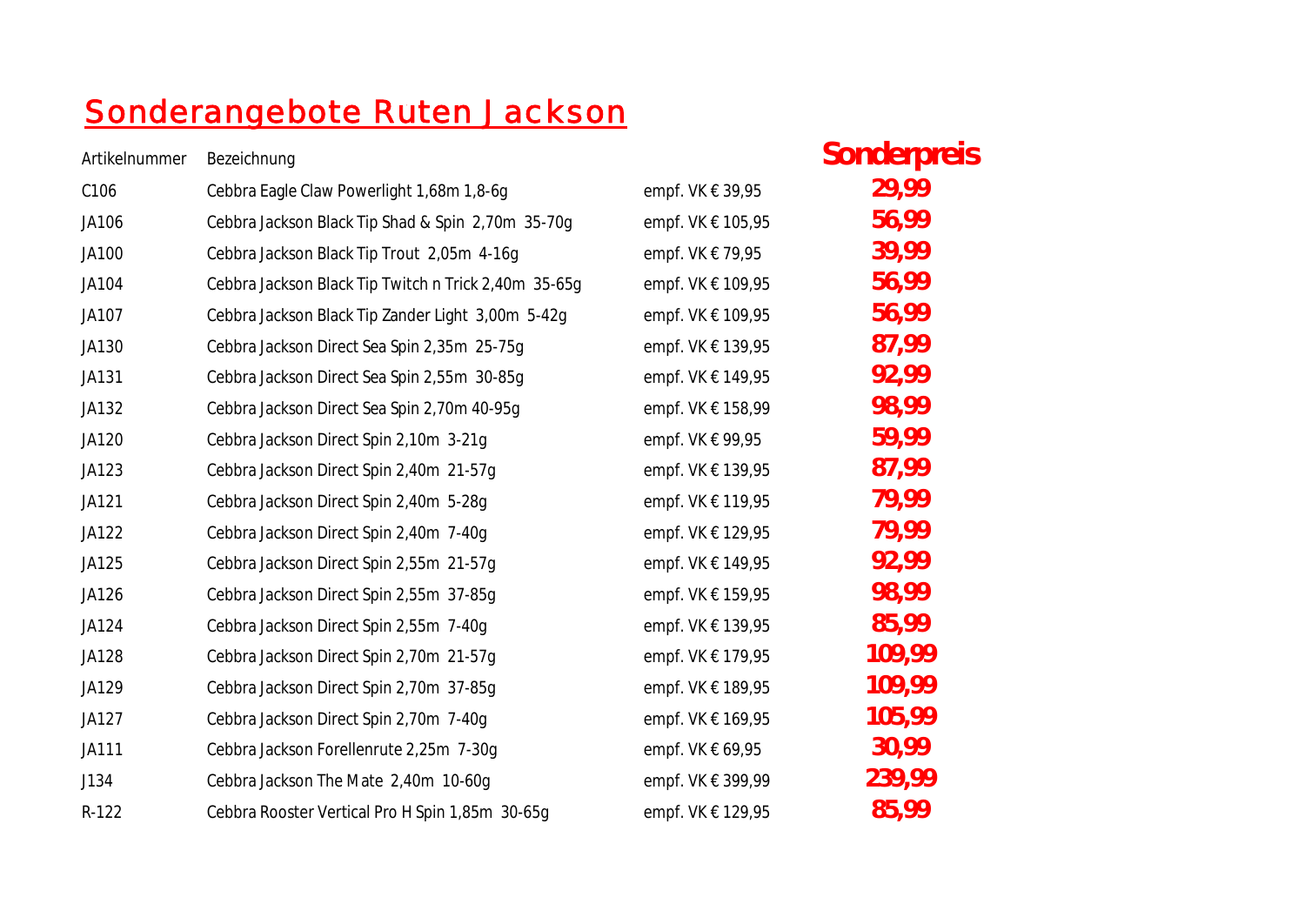# Sonderangebote Ruten Jackson

| Artikelnummer | Bezeichnung | | Sonderpreis |
|---|---|---|---|
| C106 | Cebbra Eagle Claw Powerlight 1,68m 1,8-6g | empf. VK € 39,95 | **29,99** |
| JA106 | Cebbra Jackson Black Tip Shad & Spin 2,70m 35-70g | empf. VK € 105,95 | **56,99** |
| JA100 | Cebbra Jackson Black Tip Trout 2,05m 4-16g | empf. VK € 79,95 | **39,99** |
| JA104 | Cebbra Jackson Black Tip Twitch n Trick 2,40m 35-65g | empf. VK € 109,95 | **56,99** |
| JA107 | Cebbra Jackson Black Tip Zander Light 3,00m 5-42g | empf. VK € 109,95 | **56,99** |
| JA130 | Cebbra Jackson Direct Sea Spin 2,35m 25-75g | empf. VK € 139,95 | **87,99** |
| JA131 | Cebbra Jackson Direct Sea Spin 2,55m 30-85g | empf. VK € 149,95 | **92,99** |
| JA132 | Cebbra Jackson Direct Sea Spin 2,70m 40-95g | empf. VK € 158,99 | **98,99** |
| JA120 | Cebbra Jackson Direct Spin 2,10m 3-21g | empf. VK € 99,95 | **59,99** |
| JA123 | Cebbra Jackson Direct Spin 2,40m 21-57g | empf. VK € 139,95 | **87,99** |
| JA121 | Cebbra Jackson Direct Spin 2,40m 5-28g | empf. VK € 119,95 | **79,99** |
| JA122 | Cebbra Jackson Direct Spin 2,40m 7-40g | empf. VK € 129,95 | **79,99** |
| JA125 | Cebbra Jackson Direct Spin 2,55m 21-57g | empf. VK € 149,95 | **92,99** |
| JA126 | Cebbra Jackson Direct Spin 2,55m 37-85g | empf. VK € 159,95 | **98,99** |
| JA124 | Cebbra Jackson Direct Spin 2,55m 7-40g | empf. VK € 139,95 | **85,99** |
| JA128 | Cebbra Jackson Direct Spin 2,70m 21-57g | empf. VK € 179,95 | **109,99** |
| JA129 | Cebbra Jackson Direct Spin 2,70m 37-85g | empf. VK € 189,95 | **109,99** |
| JA127 | Cebbra Jackson Direct Spin 2,70m 7-40g | empf. VK € 169,95 | **105,99** |
| JA111 | Cebbra Jackson Forellenrute 2,25m 7-30g | empf. VK € 69,95 | **30,99** |
| J134 | Cebbra Jackson The Mate 2,40m 10-60g | empf. VK € 399,99 | **239,99** |
| R-122 | Cebbra Rooster Vertical Pro H Spin 1,85m 30-65g | empf. VK € 129,95 | **85,99** |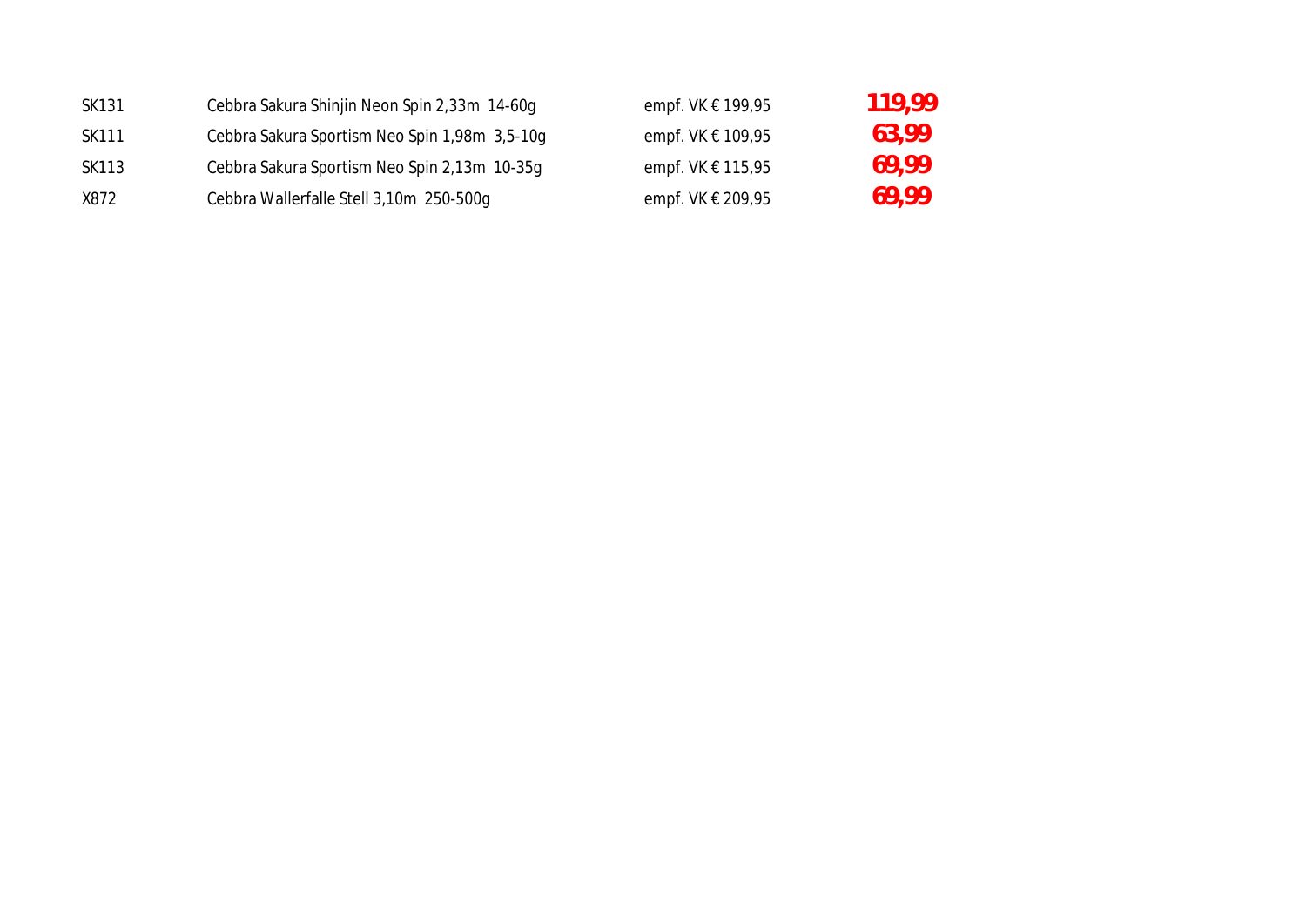| | | | |
|---|---|---|---|
| SK131 | Cebbra Sakura Shinjin Neon Spin 2,33m 14-60g | empf. VK € 199,95 | **119,99** |
| SK111 | Cebbra Sakura Sportism Neo Spin 1,98m 3,5-10g | empf. VK € 109,95 | **63,99** |
| SK113 | Cebbra Sakura Sportism Neo Spin 2,13m 10-35g | empf. VK € 115,95 | **69,99** |
| X872 | Cebbra Wallerfalle Stell 3,10m 250-500g | empf. VK € 209,95 | **69,99** |